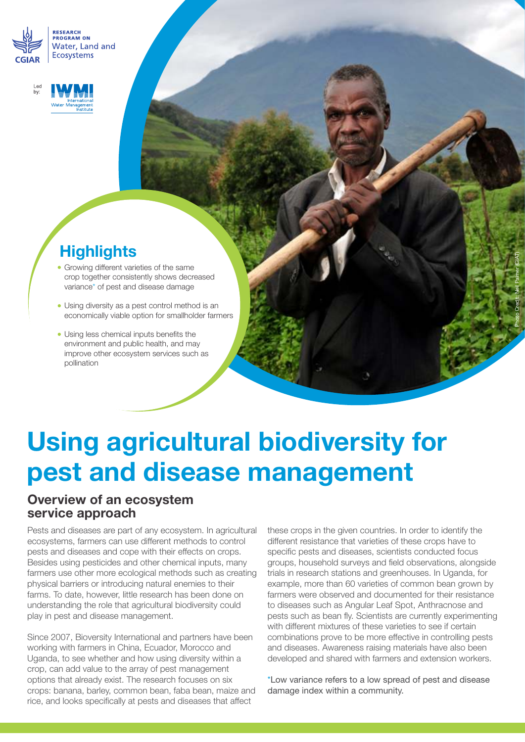RESEARCH PROGRAM ON Water, Land and Ecosystems

Led by: IWMI International Water Management Institute

## Highlights

- Growing different varieties of the same crop together consistently shows decreased variance* of pest and disease damage
- Using diversity as a pest control method is an economically viable option for smallholder farmers
- Using less chemical inputs benefits the environment and public health, and may improve other ecosystem services such as pollination

Photo Credit: Neil Palmer (CIAT)

# Using agricultural biodiversity for pest and disease management

## Overview of an ecosystem service approach

Pests and diseases are part of any ecosystem. In agricultural ecosystems, farmers can use different methods to control pests and diseases and cope with their effects on crops. Besides using pesticides and other chemical inputs, many farmers use other more ecological methods such as creating physical barriers or introducing natural enemies to their farms. To date, however, little research has been done on understanding the role that agricultural biodiversity could play in pest and disease management.

Since 2007, Bioversity International and partners have been working with farmers in China, Ecuador, Morocco and Uganda, to see whether and how using diversity within a crop, can add value to the array of pest management options that already exist. The research focuses on six crops: banana, barley, common bean, faba bean, maize and rice, and looks specifically at pests and diseases that affect these crops in the given countries. In order to identify the different resistance that varieties of these crops have to specific pests and diseases, scientists conducted focus groups, household surveys and field observations, alongside trials in research stations and greenhouses. In Uganda, for example, more than 60 varieties of common bean grown by farmers were observed and documented for their resistance to diseases such as Angular Leaf Spot, Anthracnose and pests such as bean fly. Scientists are currently experimenting with different mixtures of these varieties to see if certain combinations prove to be more effective in controlling pests and diseases. Awareness raising materials have also been developed and shared with farmers and extension workers.

*Low variance refers to a low spread of pest and disease damage index within a community.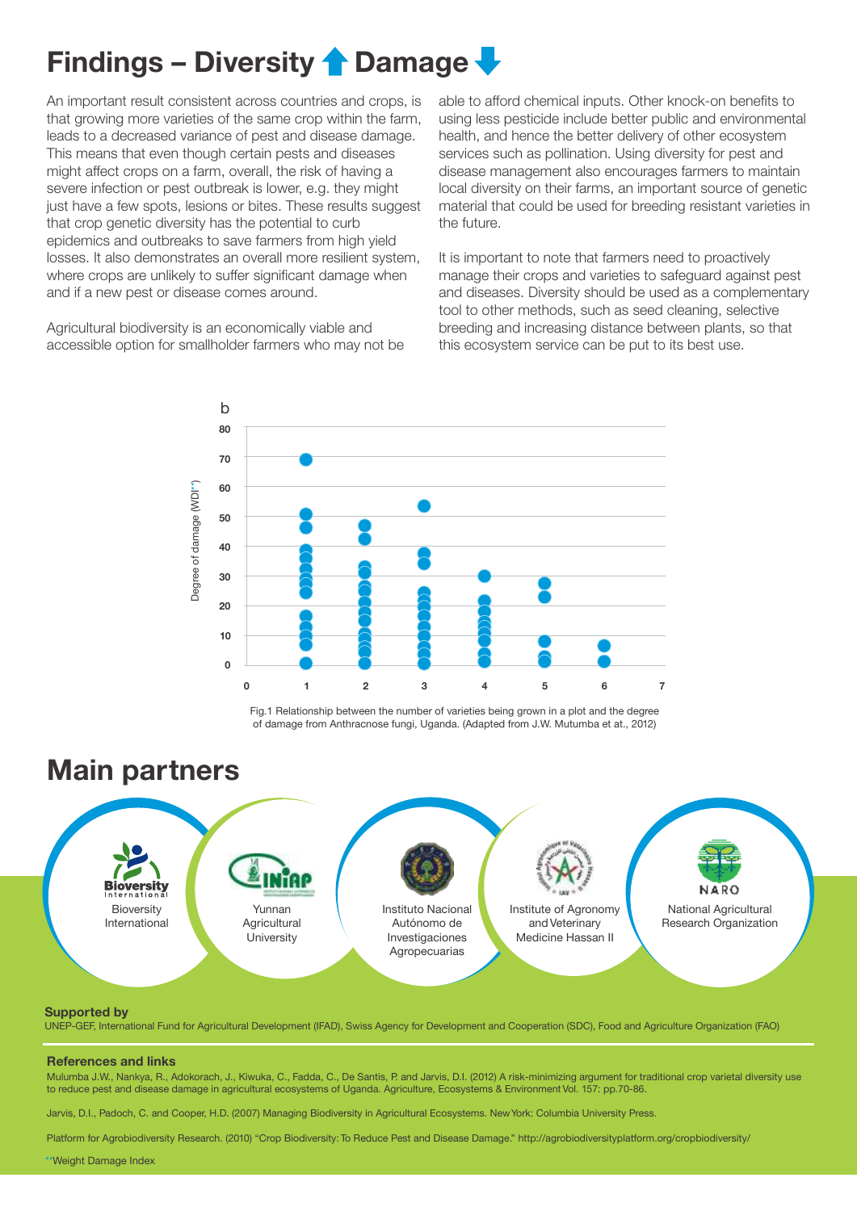# Findings – Diversity ⬆ Damage ⬇

An important result consistent across countries and crops, is that growing more varieties of the same crop within the farm, leads to a decreased variance of pest and disease damage. This means that even though certain pests and diseases might affect crops on a farm, overall, the risk of having a severe infection or pest outbreak is lower, e.g. they might just have a few spots, lesions or bites. These results suggest that crop genetic diversity has the potential to curb epidemics and outbreaks to save farmers from high yield losses. It also demonstrates an overall more resilient system, where crops are unlikely to suffer significant damage when and if a new pest or disease comes around.

Agricultural biodiversity is an economically viable and accessible option for smallholder farmers who may not be able to afford chemical inputs. Other knock-on benefits to using less pesticide include better public and environmental health, and hence the better delivery of other ecosystem services such as pollination. Using diversity for pest and disease management also encourages farmers to maintain local diversity on their farms, an important source of genetic material that could be used for breeding resistant varieties in the future.

It is important to note that farmers need to proactively manage their crops and varieties to safeguard against pest and diseases. Diversity should be used as a complementary tool to other methods, such as seed cleaning, selective breeding and increasing distance between plants, so that this ecosystem service can be put to its best use.

b

Degree of damage (WDI**)

80
70
60
50
40
30
20
10
0

0 1 2 3 4 5 6 7

Fig.1 Relationship between the number of varieties being grown in a plot and the degree of damage from Anthracnose fungi, Uganda. (Adapted from J.W. Mutumba et at., 2012)

# Main partners

Bioversity International

Yunnan Agricultural University

Instituto Nacional Autónomo de Investigaciones Agropecuarias

Institute of Agronomy and Veterinary Medicine Hassan II

National Agricultural Research Organization

**Supported by**

UNEP-GEF, International Fund for Agricultural Development (IFAD), Swiss Agency for Development and Cooperation (SDC), Food and Agriculture Organization (FAO)

**References and links**

Mulumba J.W., Nankya, R., Adokorach, J., Kiwuka, C., Fadda, C., De Santis, P. and Jarvis, D.I. (2012) A risk-minimizing argument for traditional crop varietal diversity use to reduce pest and disease damage in agricultural ecosystems of Uganda. Agriculture, Ecosystems & Environment Vol. 157: pp.70-86.

Jarvis, D.I., Padoch, C. and Cooper, H.D. (2007) Managing Biodiversity in Agricultural Ecosystems. New York: Columbia University Press.

Platform for Agrobiodiversity Research. (2010) "Crop Biodiversity: To Reduce Pest and Disease Damage." http://agrobiodiversityplatform.org/cropbiodiversity/

**Weight Damage Index